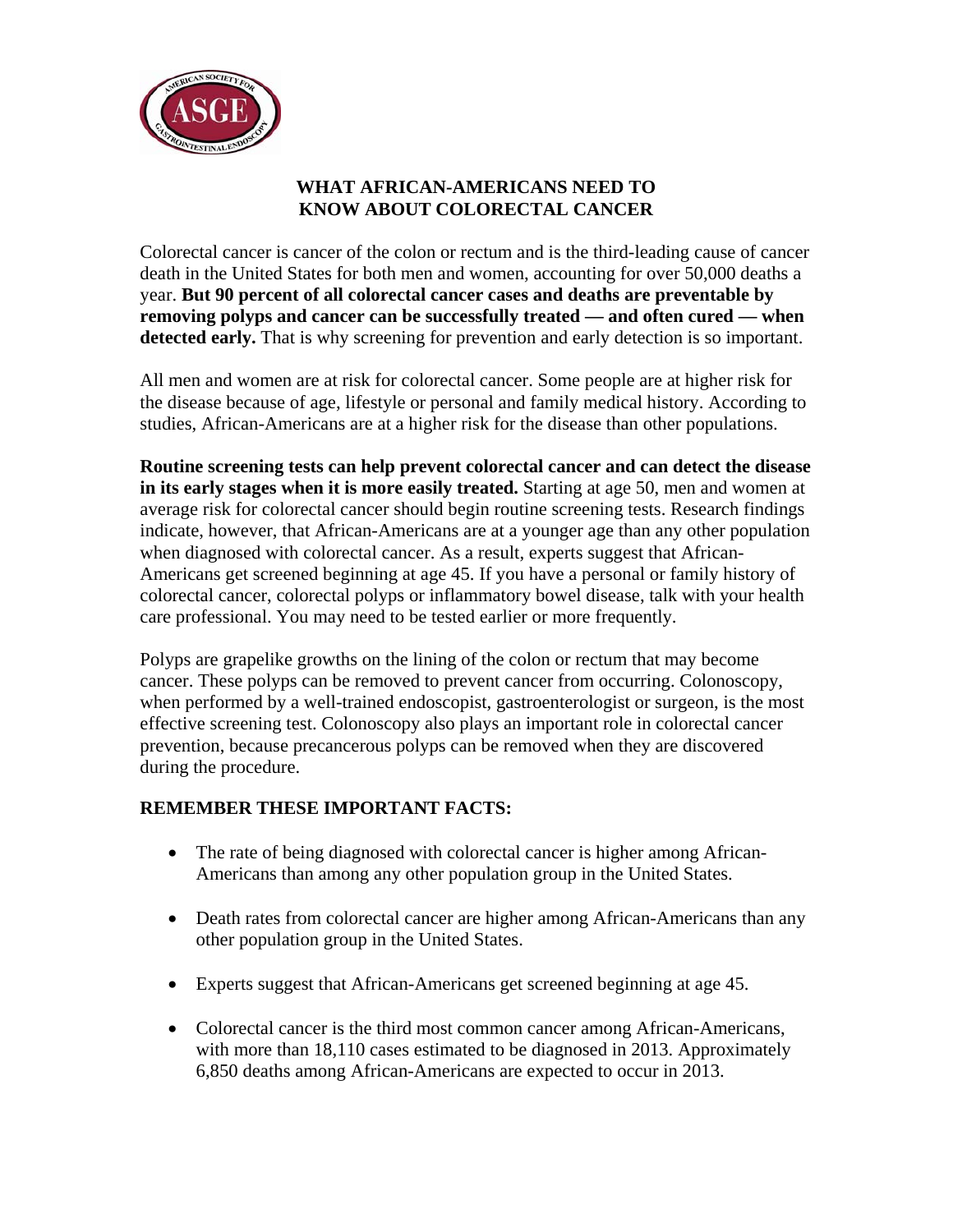# WHAT AFRICAN-AMERICANS NEED TO KNOW ABOUT COLORECTAL CANCER

Colorectal cancer is cancer of the colon or rectum and is the third-leading cause of cancer death in the United States for both men and women, accounting for over 50,000 deaths a year. **But 90 percent of all colorectal cancer cases and deaths are preventable by removing polyps and cancer can be successfully treated — and often cured — when detected early.** That is why screening for prevention and early detection is so important.

All men and women are at risk for colorectal cancer. Some people are at higher risk for the disease because of age, lifestyle or personal and family medical history. According to studies, African-Americans are at a higher risk for the disease than other populations.

**Routine screening tests can help prevent colorectal cancer and can detect the disease in its early stages when it is more easily treated.** Starting at age 50, men and women at average risk for colorectal cancer should begin routine screening tests. Research findings indicate, however, that African-Americans are at a younger age than any other population when diagnosed with colorectal cancer. As a result, experts suggest that African-Americans get screened beginning at age 45. If you have a personal or family history of colorectal cancer, colorectal polyps or inflammatory bowel disease, talk with your health care professional. You may need to be tested earlier or more frequently.

Polyps are grapelike growths on the lining of the colon or rectum that may become cancer. These polyps can be removed to prevent cancer from occurring. Colonoscopy, when performed by a well-trained endoscopist, gastroenterologist or surgeon, is the most effective screening test. Colonoscopy also plays an important role in colorectal cancer prevention, because precancerous polyps can be removed when they are discovered during the procedure.

## REMEMBER THESE IMPORTANT FACTS:

- The rate of being diagnosed with colorectal cancer is higher among African-Americans than among any other population group in the United States.
- Death rates from colorectal cancer are higher among African-Americans than any other population group in the United States.
- Experts suggest that African-Americans get screened beginning at age 45.
- Colorectal cancer is the third most common cancer among African-Americans, with more than 18,110 cases estimated to be diagnosed in 2013. Approximately 6,850 deaths among African-Americans are expected to occur in 2013.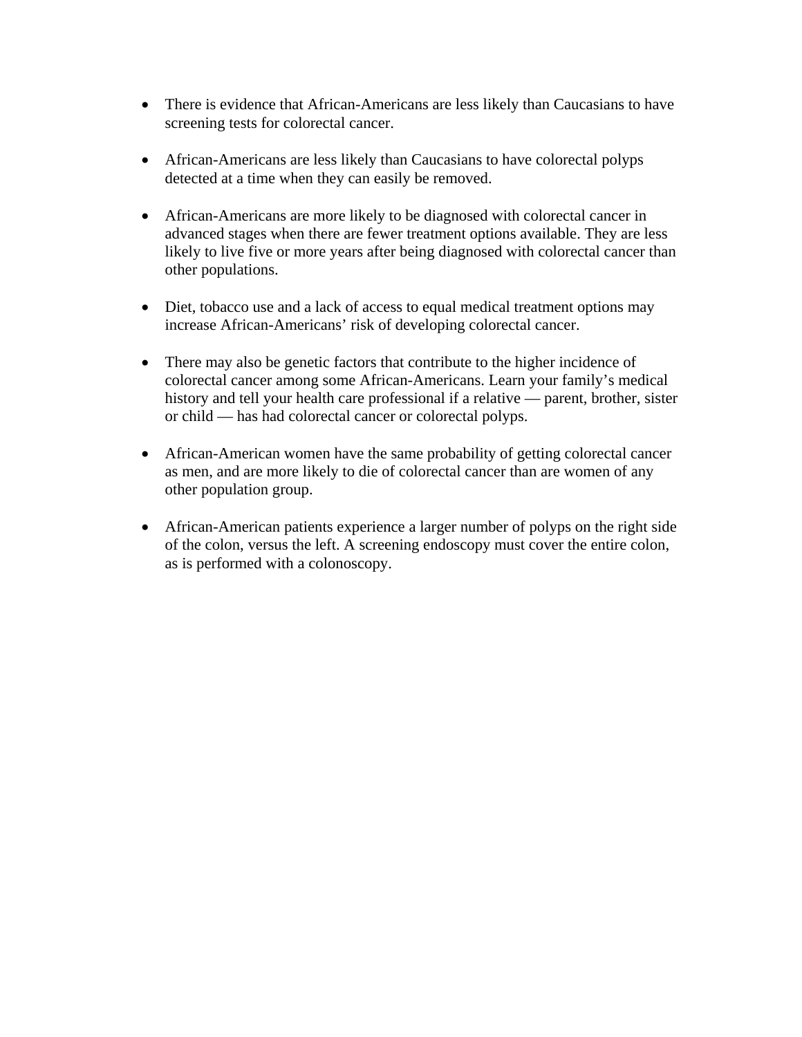- There is evidence that African-Americans are less likely than Caucasians to have screening tests for colorectal cancer.

- African-Americans are less likely than Caucasians to have colorectal polyps detected at a time when they can easily be removed.

- African-Americans are more likely to be diagnosed with colorectal cancer in advanced stages when there are fewer treatment options available. They are less likely to live five or more years after being diagnosed with colorectal cancer than other populations.

- Diet, tobacco use and a lack of access to equal medical treatment options may increase African-Americans' risk of developing colorectal cancer.

- There may also be genetic factors that contribute to the higher incidence of colorectal cancer among some African-Americans. Learn your family's medical history and tell your health care professional if a relative — parent, brother, sister or child — has had colorectal cancer or colorectal polyps.

- African-American women have the same probability of getting colorectal cancer as men, and are more likely to die of colorectal cancer than are women of any other population group.

- African-American patients experience a larger number of polyps on the right side of the colon, versus the left. A screening endoscopy must cover the entire colon, as is performed with a colonoscopy.